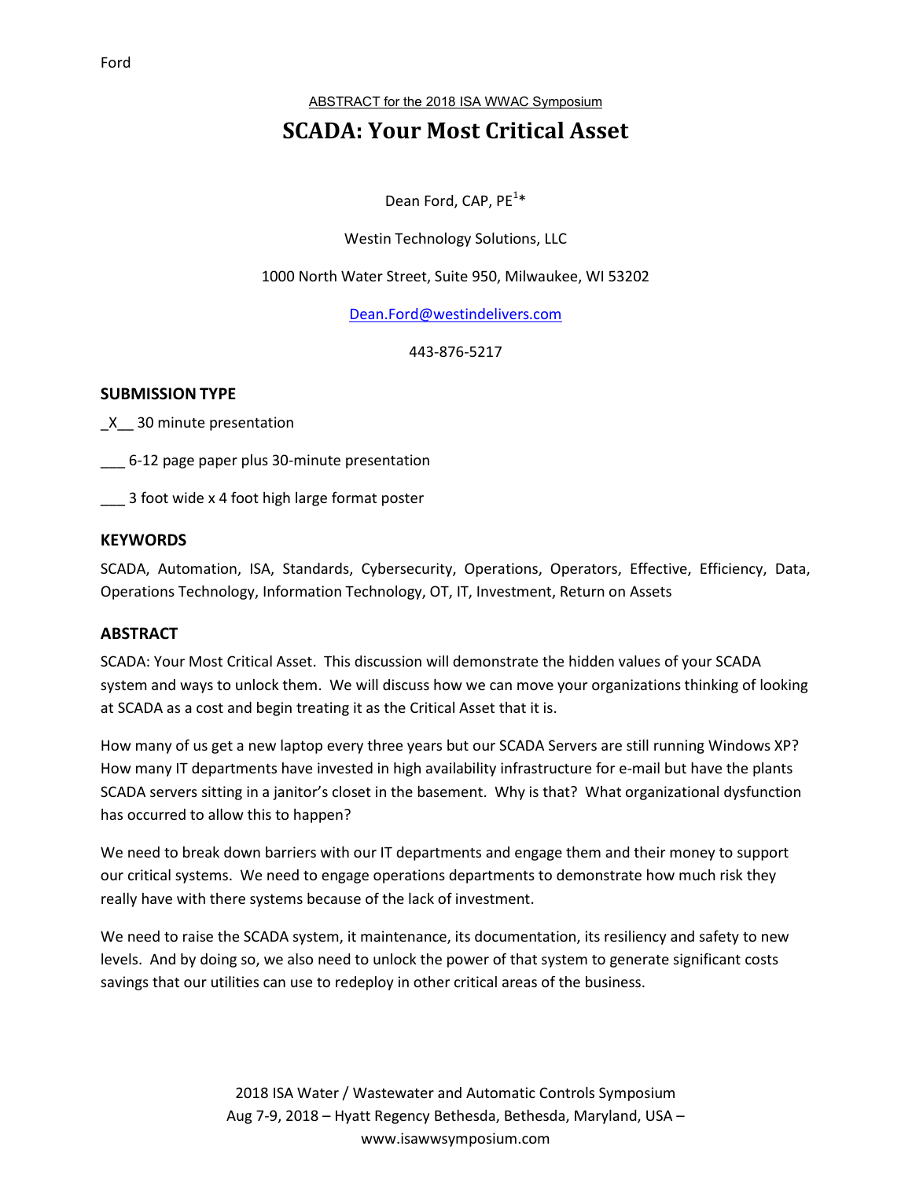ABSTRACT for the 2018 ISA WWAC Symposium

# SCADA: Your Most Critical Asset

Dean Ford, CAP, PE[1]*

Westin Technology Solutions, LLC

1000 North Water Street, Suite 950, Milwaukee, WI 53202

Dean.Ford@westindelivers.com

443-876-5217

## SUBMISSION TYPE

_X__ 30 minute presentation

___ 6-12 page paper plus 30-minute presentation

___ 3 foot wide x 4 foot high large format poster

## KEYWORDS

SCADA, Automation, ISA, Standards, Cybersecurity, Operations, Operators, Effective, Efficiency, Data, Operations Technology, Information Technology, OT, IT, Investment, Return on Assets

## ABSTRACT

SCADA: Your Most Critical Asset. This discussion will demonstrate the hidden values of your SCADA system and ways to unlock them. We will discuss how we can move your organizations thinking of looking at SCADA as a cost and begin treating it as the Critical Asset that it is.

How many of us get a new laptop every three years but our SCADA Servers are still running Windows XP? How many IT departments have invested in high availability infrastructure for e-mail but have the plants SCADA servers sitting in a janitor's closet in the basement. Why is that? What organizational dysfunction has occurred to allow this to happen?

We need to break down barriers with our IT departments and engage them and their money to support our critical systems. We need to engage operations departments to demonstrate how much risk they really have with there systems because of the lack of investment.

We need to raise the SCADA system, it maintenance, its documentation, its resiliency and safety to new levels. And by doing so, we also need to unlock the power of that system to generate significant costs savings that our utilities can use to redeploy in other critical areas of the business.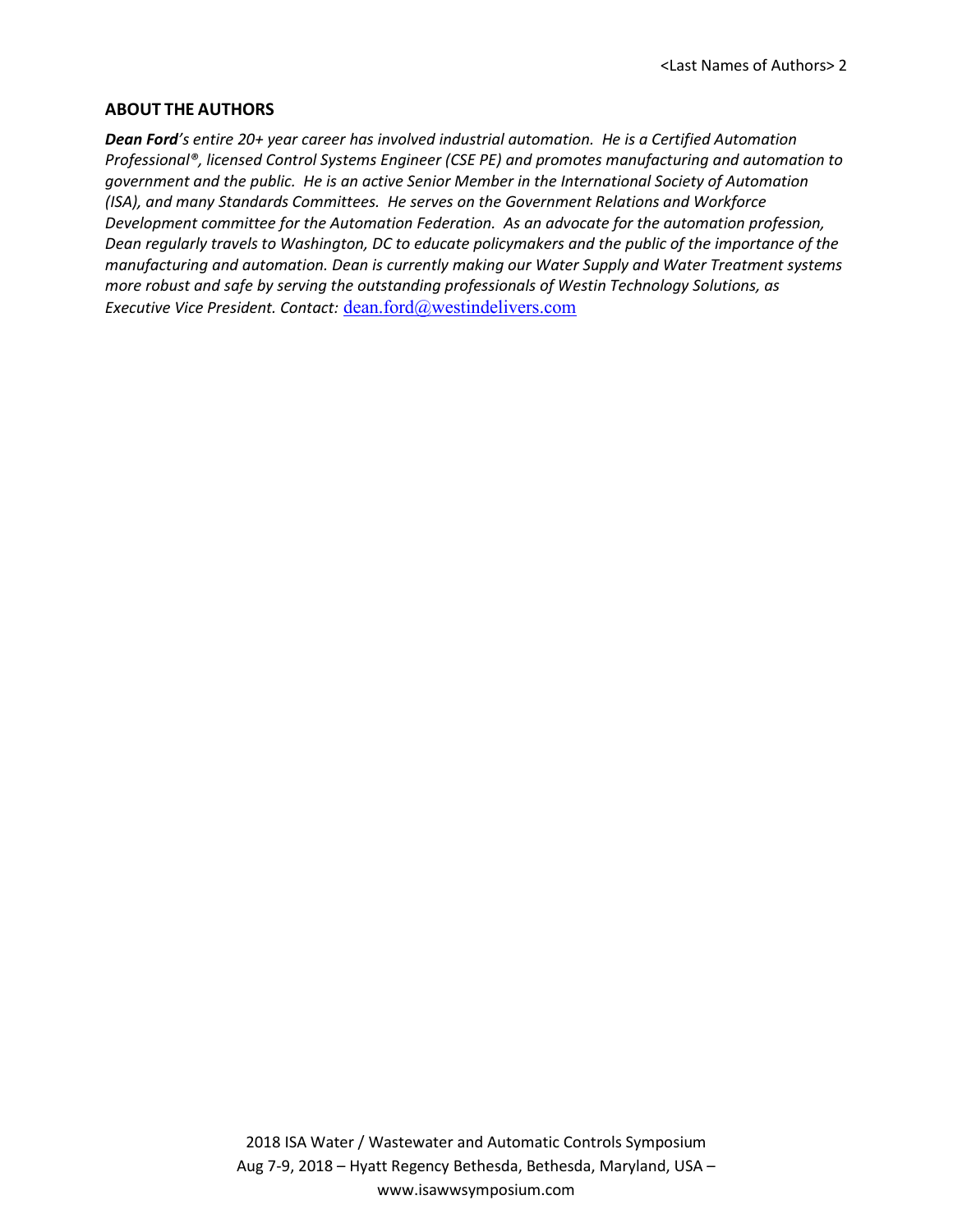## ABOUT THE AUTHORS

***Dean Ford****'s entire 20+ year career has involved industrial automation. He is a Certified Automation Professional®, licensed Control Systems Engineer (CSE PE) and promotes manufacturing and automation to government and the public. He is an active Senior Member in the International Society of Automation (ISA), and many Standards Committees. He serves on the Government Relations and Workforce Development committee for the Automation Federation. As an advocate for the automation profession, Dean regularly travels to Washington, DC to educate policymakers and the public of the importance of the manufacturing and automation. Dean is currently making our Water Supply and Water Treatment systems more robust and safe by serving the outstanding professionals of Westin Technology Solutions, as Executive Vice President. Contact:* dean.ford@westindelivers.com